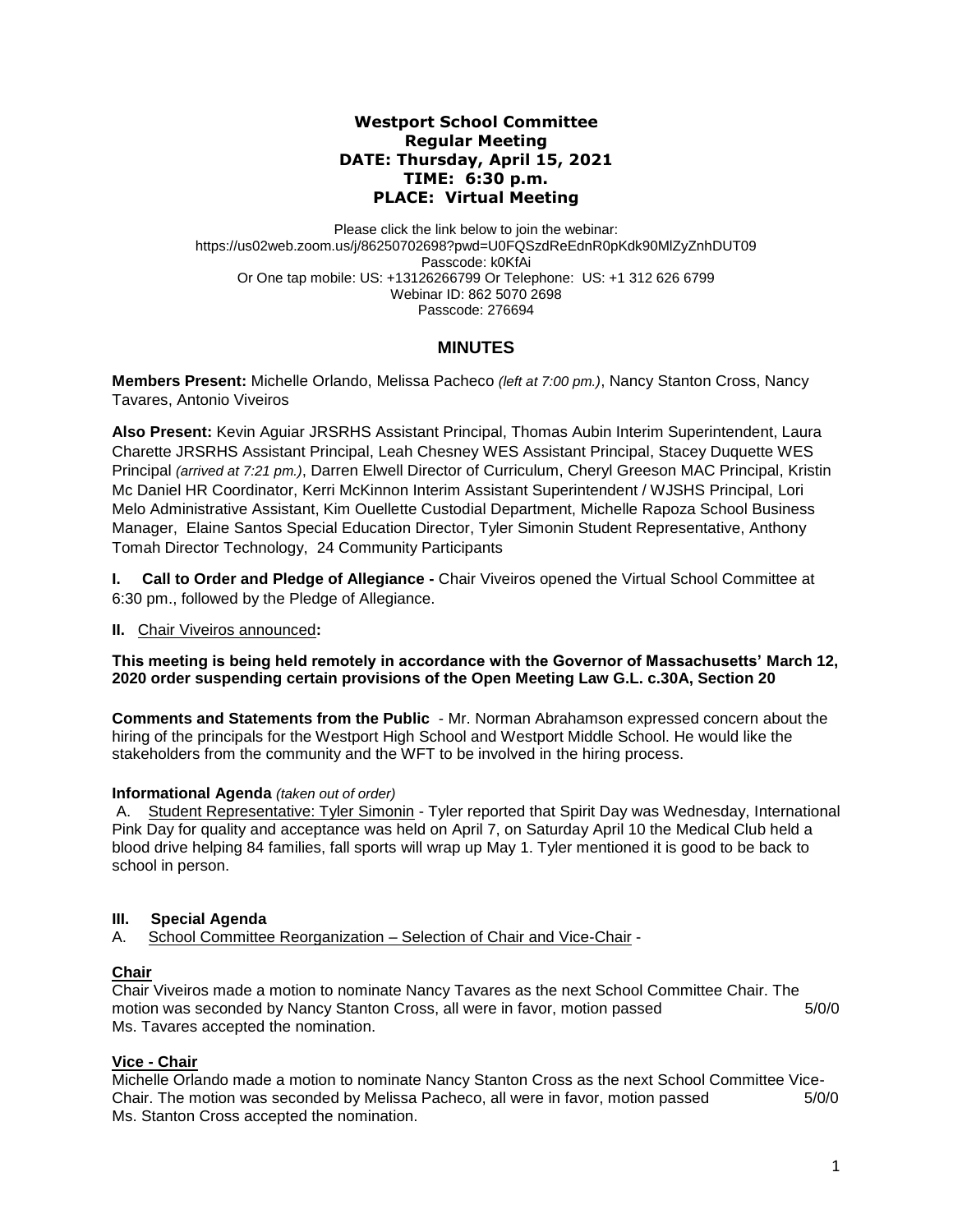# Westport School Committee
## Regular Meeting
**DATE: Thursday, April 15, 2021**
**TIME: 6:30 p.m.**
**PLACE: Virtual Meeting**

Please click the link below to join the webinar:
https://us02web.zoom.us/j/86250702698?pwd=U0FQSzdReEdnR0pKdk90MlZyZnhDUT09
Passcode: k0KfAi
Or One tap mobile: US: +13126266799 Or Telephone: US: +1 312 626 6799
Webinar ID: 862 5070 2698
Passcode: 276694

## MINUTES

**Members Present:** Michelle Orlando, Melissa Pacheco *(left at 7:00 pm.)*, Nancy Stanton Cross, Nancy Tavares, Antonio Viveiros

**Also Present:** Kevin Aguiar JRSRHS Assistant Principal, Thomas Aubin Interim Superintendent, Laura Charette JRSRHS Assistant Principal, Leah Chesney WES Assistant Principal, Stacey Duquette WES Principal *(arrived at 7:21 pm.)*, Darren Elwell Director of Curriculum, Cheryl Greeson MAC Principal, Kristin Mc Daniel HR Coordinator, Kerri McKinnon Interim Assistant Superintendent / WJSHS Principal, Lori Melo Administrative Assistant, Kim Ouellette Custodial Department, Michelle Rapoza School Business Manager, Elaine Santos Special Education Director, Tyler Simonin Student Representative, Anthony Tomah Director Technology, 24 Community Participants

**I. Call to Order and Pledge of Allegiance -** Chair Viveiros opened the Virtual School Committee at 6:30 pm., followed by the Pledge of Allegiance.

**II.** Chair Viveiros announced**:**

**This meeting is being held remotely in accordance with the Governor of Massachusetts' March 12, 2020 order suspending certain provisions of the Open Meeting Law G.L. c.30A, Section 20**

**Comments and Statements from the Public** - Mr. Norman Abrahamson expressed concern about the hiring of the principals for the Westport High School and Westport Middle School. He would like the stakeholders from the community and the WFT to be involved in the hiring process.

**Informational Agenda** *(taken out of order)*

A. Student Representative: Tyler Simonin - Tyler reported that Spirit Day was Wednesday, International Pink Day for quality and acceptance was held on April 7, on Saturday April 10 the Medical Club held a blood drive helping 84 families, fall sports will wrap up May 1. Tyler mentioned it is good to be back to school in person.

**III. Special Agenda**

A. School Committee Reorganization – Selection of Chair and Vice-Chair -

**Chair**

Chair Viveiros made a motion to nominate Nancy Tavares as the next School Committee Chair. The motion was seconded by Nancy Stanton Cross, all were in favor, motion passed 5/0/0
Ms. Tavares accepted the nomination.

**Vice - Chair**

Michelle Orlando made a motion to nominate Nancy Stanton Cross as the next School Committee Vice-Chair. The motion was seconded by Melissa Pacheco, all were in favor, motion passed 5/0/0
Ms. Stanton Cross accepted the nomination.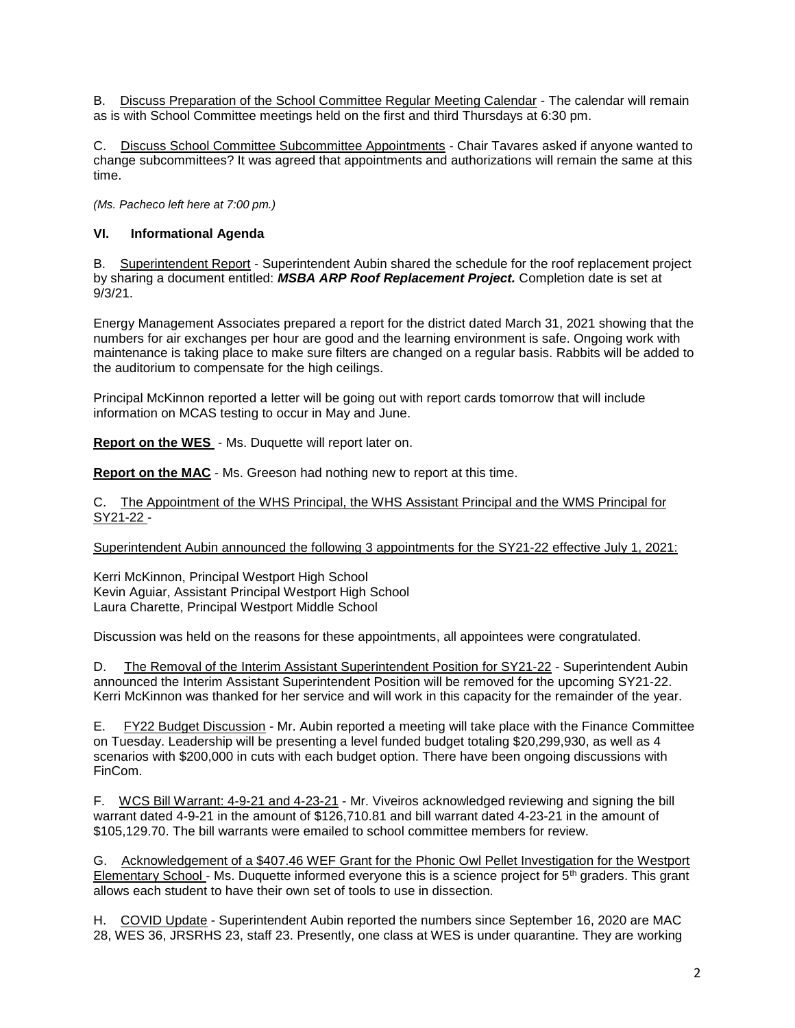B. Discuss Preparation of the School Committee Regular Meeting Calendar - The calendar will remain as is with School Committee meetings held on the first and third Thursdays at 6:30 pm.

C. Discuss School Committee Subcommittee Appointments - Chair Tavares asked if anyone wanted to change subcommittees? It was agreed that appointments and authorizations will remain the same at this time.

*(Ms. Pacheco left here at 7:00 pm.)*

**VI. Informational Agenda**

B. Superintendent Report - Superintendent Aubin shared the schedule for the roof replacement project by sharing a document entitled: ***MSBA ARP Roof Replacement Project.*** Completion date is set at 9/3/21.

Energy Management Associates prepared a report for the district dated March 31, 2021 showing that the numbers for air exchanges per hour are good and the learning environment is safe. Ongoing work with maintenance is taking place to make sure filters are changed on a regular basis. Rabbits will be added to the auditorium to compensate for the high ceilings.

Principal McKinnon reported a letter will be going out with report cards tomorrow that will include information on MCAS testing to occur in May and June.

**Report on the WES** - Ms. Duquette will report later on.

**Report on the MAC** - Ms. Greeson had nothing new to report at this time.

C. The Appointment of the WHS Principal, the WHS Assistant Principal and the WMS Principal for SY21-22 -

Superintendent Aubin announced the following 3 appointments for the SY21-22 effective July 1, 2021:

Kerri McKinnon, Principal Westport High School
Kevin Aguiar, Assistant Principal Westport High School
Laura Charette, Principal Westport Middle School

Discussion was held on the reasons for these appointments, all appointees were congratulated.

D. The Removal of the Interim Assistant Superintendent Position for SY21-22 - Superintendent Aubin announced the Interim Assistant Superintendent Position will be removed for the upcoming SY21-22. Kerri McKinnon was thanked for her service and will work in this capacity for the remainder of the year.

E. FY22 Budget Discussion - Mr. Aubin reported a meeting will take place with the Finance Committee on Tuesday. Leadership will be presenting a level funded budget totaling $20,299,930, as well as 4 scenarios with $200,000 in cuts with each budget option. There have been ongoing discussions with FinCom.

F. WCS Bill Warrant: 4-9-21 and 4-23-21 - Mr. Viveiros acknowledged reviewing and signing the bill warrant dated 4-9-21 in the amount of $126,710.81 and bill warrant dated 4-23-21 in the amount of $105,129.70. The bill warrants were emailed to school committee members for review.

G. Acknowledgement of a $407.46 WEF Grant for the Phonic Owl Pellet Investigation for the Westport Elementary School - Ms. Duquette informed everyone this is a science project for 5th graders. This grant allows each student to have their own set of tools to use in dissection.

H. COVID Update - Superintendent Aubin reported the numbers since September 16, 2020 are MAC 28, WES 36, JRSRHS 23, staff 23. Presently, one class at WES is under quarantine. They are working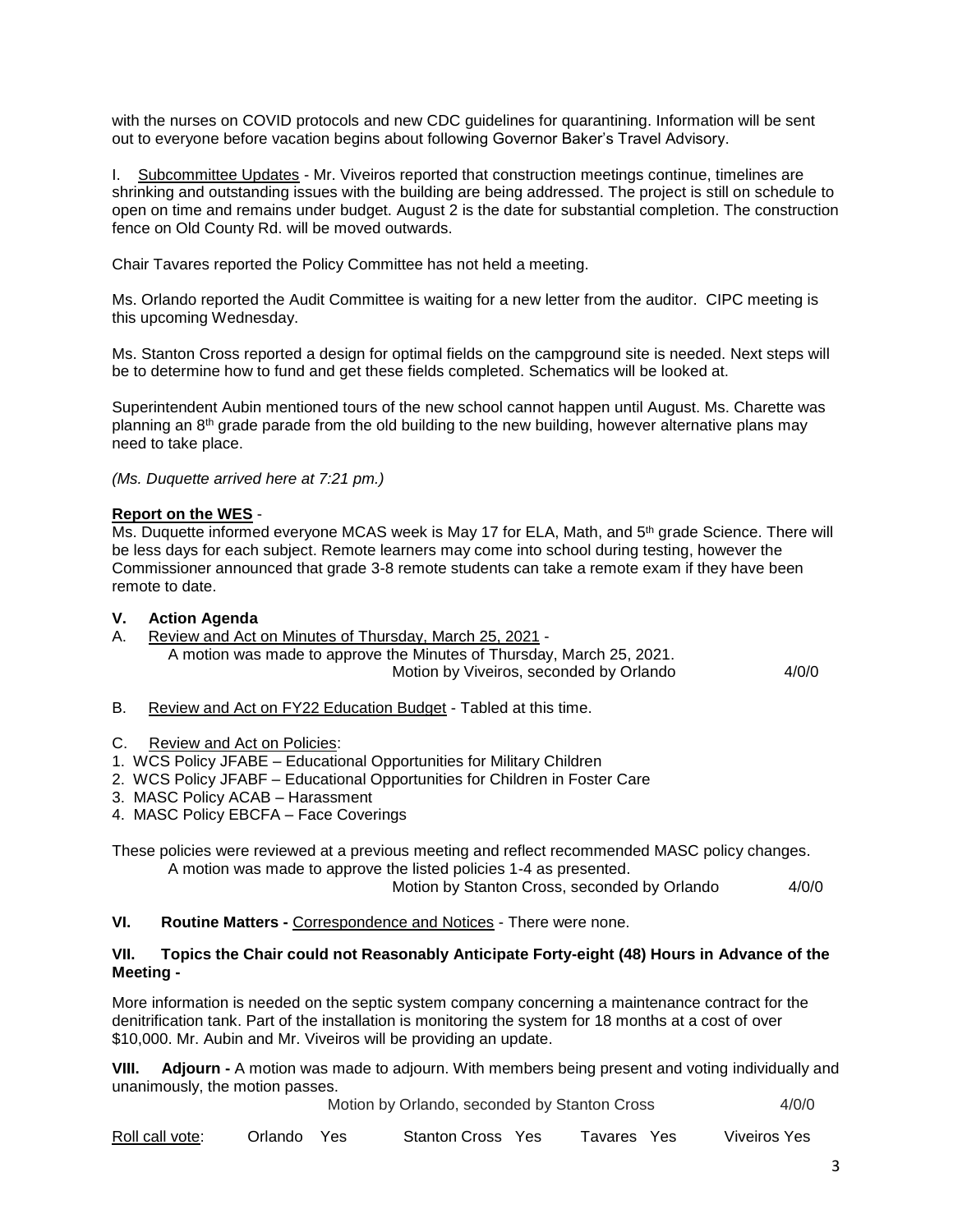with the nurses on COVID protocols and new CDC guidelines for quarantining. Information will be sent out to everyone before vacation begins about following Governor Baker's Travel Advisory.

I. Subcommittee Updates - Mr. Viveiros reported that construction meetings continue, timelines are shrinking and outstanding issues with the building are being addressed. The project is still on schedule to open on time and remains under budget. August 2 is the date for substantial completion. The construction fence on Old County Rd. will be moved outwards.

Chair Tavares reported the Policy Committee has not held a meeting.

Ms. Orlando reported the Audit Committee is waiting for a new letter from the auditor. CIPC meeting is this upcoming Wednesday.

Ms. Stanton Cross reported a design for optimal fields on the campground site is needed. Next steps will be to determine how to fund and get these fields completed. Schematics will be looked at.

Superintendent Aubin mentioned tours of the new school cannot happen until August. Ms. Charette was planning an 8th grade parade from the old building to the new building, however alternative plans may need to take place.

*(Ms. Duquette arrived here at 7:21 pm.)*

**Report on the WES** -

Ms. Duquette informed everyone MCAS week is May 17 for ELA, Math, and 5th grade Science. There will be less days for each subject. Remote learners may come into school during testing, however the Commissioner announced that grade 3-8 remote students can take a remote exam if they have been remote to date.

**V. Action Agenda**

A. Review and Act on Minutes of Thursday, March 25, 2021 -

A motion was made to approve the Minutes of Thursday, March 25, 2021.

Motion by Viveiros, seconded by Orlando 4/0/0

B. Review and Act on FY22 Education Budget - Tabled at this time.

C. Review and Act on Policies:

1. WCS Policy JFABE – Educational Opportunities for Military Children
2. WCS Policy JFABF – Educational Opportunities for Children in Foster Care
3. MASC Policy ACAB – Harassment
4. MASC Policy EBCFA – Face Coverings

These policies were reviewed at a previous meeting and reflect recommended MASC policy changes.

A motion was made to approve the listed policies 1-4 as presented.

Motion by Stanton Cross, seconded by Orlando 4/0/0

**VI. Routine Matters -** Correspondence and Notices - There were none.

**VII. Topics the Chair could not Reasonably Anticipate Forty-eight (48) Hours in Advance of the Meeting -**

More information is needed on the septic system company concerning a maintenance contract for the denitrification tank. Part of the installation is monitoring the system for 18 months at a cost of over $10,000. Mr. Aubin and Mr. Viveiros will be providing an update.

**VIII. Adjourn -** A motion was made to adjourn. With members being present and voting individually and unanimously, the motion passes.

Motion by Orlando, seconded by Stanton Cross 4/0/0

Roll call vote: Orlando Yes Stanton Cross Yes Tavares Yes Viveiros Yes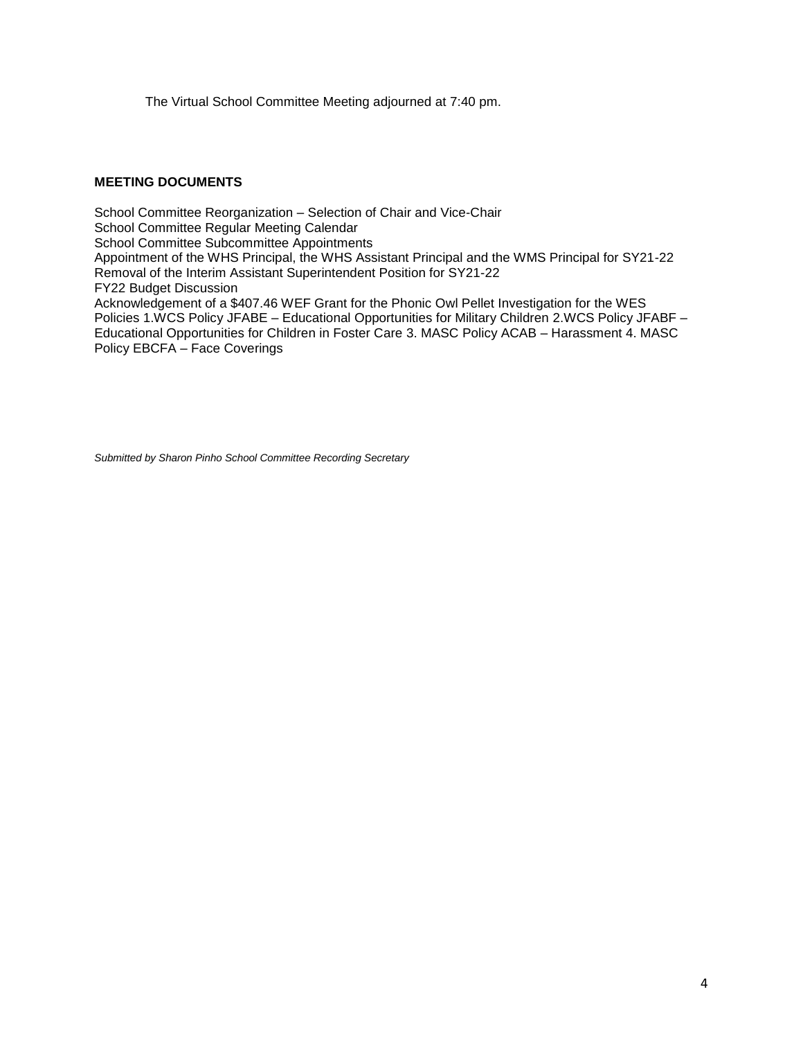The Virtual School Committee Meeting adjourned at 7:40 pm.

**MEETING DOCUMENTS**

School Committee Reorganization – Selection of Chair and Vice-Chair
School Committee Regular Meeting Calendar
School Committee Subcommittee Appointments
Appointment of the WHS Principal, the WHS Assistant Principal and the WMS Principal for SY21-22
Removal of the Interim Assistant Superintendent Position for SY21-22
FY22 Budget Discussion
Acknowledgement of a $407.46 WEF Grant for the Phonic Owl Pellet Investigation for the WES
Policies 1.WCS Policy JFABE – Educational Opportunities for Military Children 2.WCS Policy JFABF – Educational Opportunities for Children in Foster Care 3. MASC Policy ACAB – Harassment 4. MASC Policy EBCFA – Face Coverings

*Submitted by Sharon Pinho School Committee Recording Secretary*